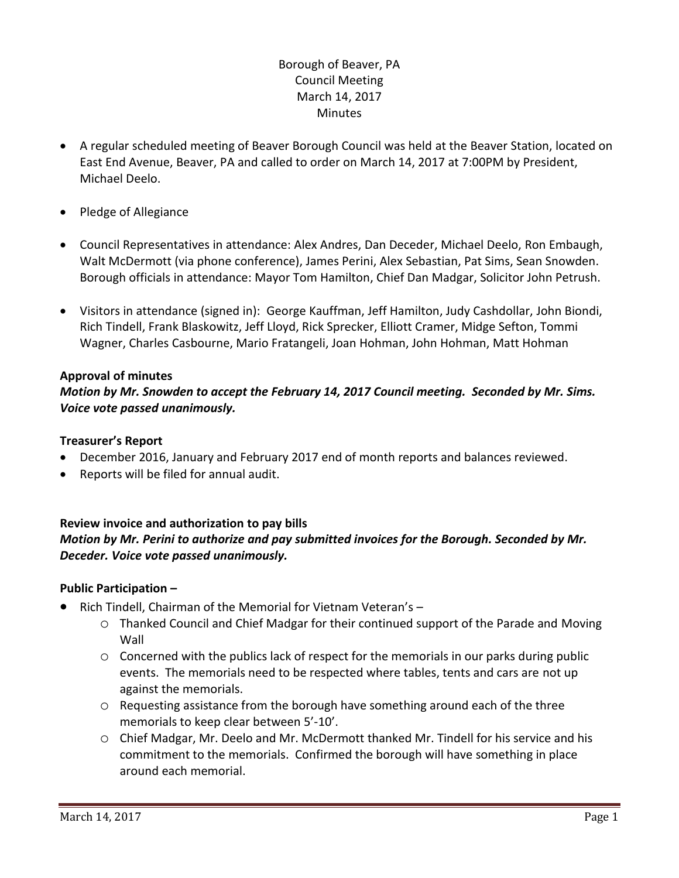Borough of Beaver, PA
Council Meeting
March 14, 2017
Minutes

- A regular scheduled meeting of Beaver Borough Council was held at the Beaver Station, located on East End Avenue, Beaver, PA and called to order on March 14, 2017 at 7:00PM by President, Michael Deelo.
- Pledge of Allegiance
- Council Representatives in attendance: Alex Andres, Dan Deceder, Michael Deelo, Ron Embaugh, Walt McDermott (via phone conference), James Perini, Alex Sebastian, Pat Sims, Sean Snowden. Borough officials in attendance: Mayor Tom Hamilton, Chief Dan Madgar, Solicitor John Petrush.
- Visitors in attendance (signed in): George Kauffman, Jeff Hamilton, Judy Cashdollar, John Biondi, Rich Tindell, Frank Blaskowitz, Jeff Lloyd, Rick Sprecker, Elliott Cramer, Midge Sefton, Tommi Wagner, Charles Casbourne, Mario Fratangeli, Joan Hohman, John Hohman, Matt Hohman

**Approval of minutes**

***Motion by Mr. Snowden to accept the February 14, 2017 Council meeting. Seconded by Mr. Sims. Voice vote passed unanimously.***

**Treasurer's Report**

- December 2016, January and February 2017 end of month reports and balances reviewed.
- Reports will be filed for annual audit.

**Review invoice and authorization to pay bills**

***Motion by Mr. Perini to authorize and pay submitted invoices for the Borough. Seconded by Mr. Deceder. Voice vote passed unanimously.***

**Public Participation –**

- Rich Tindell, Chairman of the Memorial for Vietnam Veteran's –
  - Thanked Council and Chief Madgar for their continued support of the Parade and Moving Wall
  - Concerned with the publics lack of respect for the memorials in our parks during public events. The memorials need to be respected where tables, tents and cars are not up against the memorials.
  - Requesting assistance from the borough have something around each of the three memorials to keep clear between 5'-10'.
  - Chief Madgar, Mr. Deelo and Mr. McDermott thanked Mr. Tindell for his service and his commitment to the memorials. Confirmed the borough will have something in place around each memorial.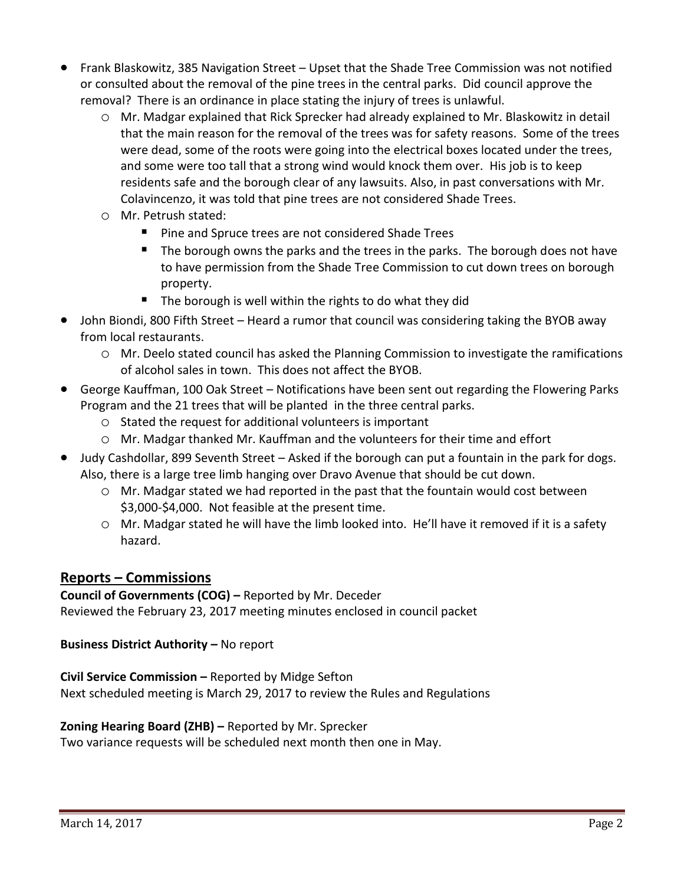- Frank Blaskowitz, 385 Navigation Street – Upset that the Shade Tree Commission was not notified or consulted about the removal of the pine trees in the central parks. Did council approve the removal? There is an ordinance in place stating the injury of trees is unlawful.
  - Mr. Madgar explained that Rick Sprecker had already explained to Mr. Blaskowitz in detail that the main reason for the removal of the trees was for safety reasons. Some of the trees were dead, some of the roots were going into the electrical boxes located under the trees, and some were too tall that a strong wind would knock them over. His job is to keep residents safe and the borough clear of any lawsuits. Also, in past conversations with Mr. Colavincenzo, it was told that pine trees are not considered Shade Trees.
  - Mr. Petrush stated:
    - Pine and Spruce trees are not considered Shade Trees
    - The borough owns the parks and the trees in the parks. The borough does not have to have permission from the Shade Tree Commission to cut down trees on borough property.
    - The borough is well within the rights to do what they did
- John Biondi, 800 Fifth Street – Heard a rumor that council was considering taking the BYOB away from local restaurants.
  - Mr. Deelo stated council has asked the Planning Commission to investigate the ramifications of alcohol sales in town. This does not affect the BYOB.
- George Kauffman, 100 Oak Street – Notifications have been sent out regarding the Flowering Parks Program and the 21 trees that will be planted in the three central parks.
  - Stated the request for additional volunteers is important
  - Mr. Madgar thanked Mr. Kauffman and the volunteers for their time and effort
- Judy Cashdollar, 899 Seventh Street – Asked if the borough can put a fountain in the park for dogs. Also, there is a large tree limb hanging over Dravo Avenue that should be cut down.
  - Mr. Madgar stated we had reported in the past that the fountain would cost between $3,000-$4,000. Not feasible at the present time.
  - Mr. Madgar stated he will have the limb looked into. He'll have it removed if it is a safety hazard.

## Reports – Commissions

**Council of Governments (COG) –** Reported by Mr. Deceder
Reviewed the February 23, 2017 meeting minutes enclosed in council packet

**Business District Authority –** No report

**Civil Service Commission –** Reported by Midge Sefton
Next scheduled meeting is March 29, 2017 to review the Rules and Regulations

**Zoning Hearing Board (ZHB) –** Reported by Mr. Sprecker
Two variance requests will be scheduled next month then one in May.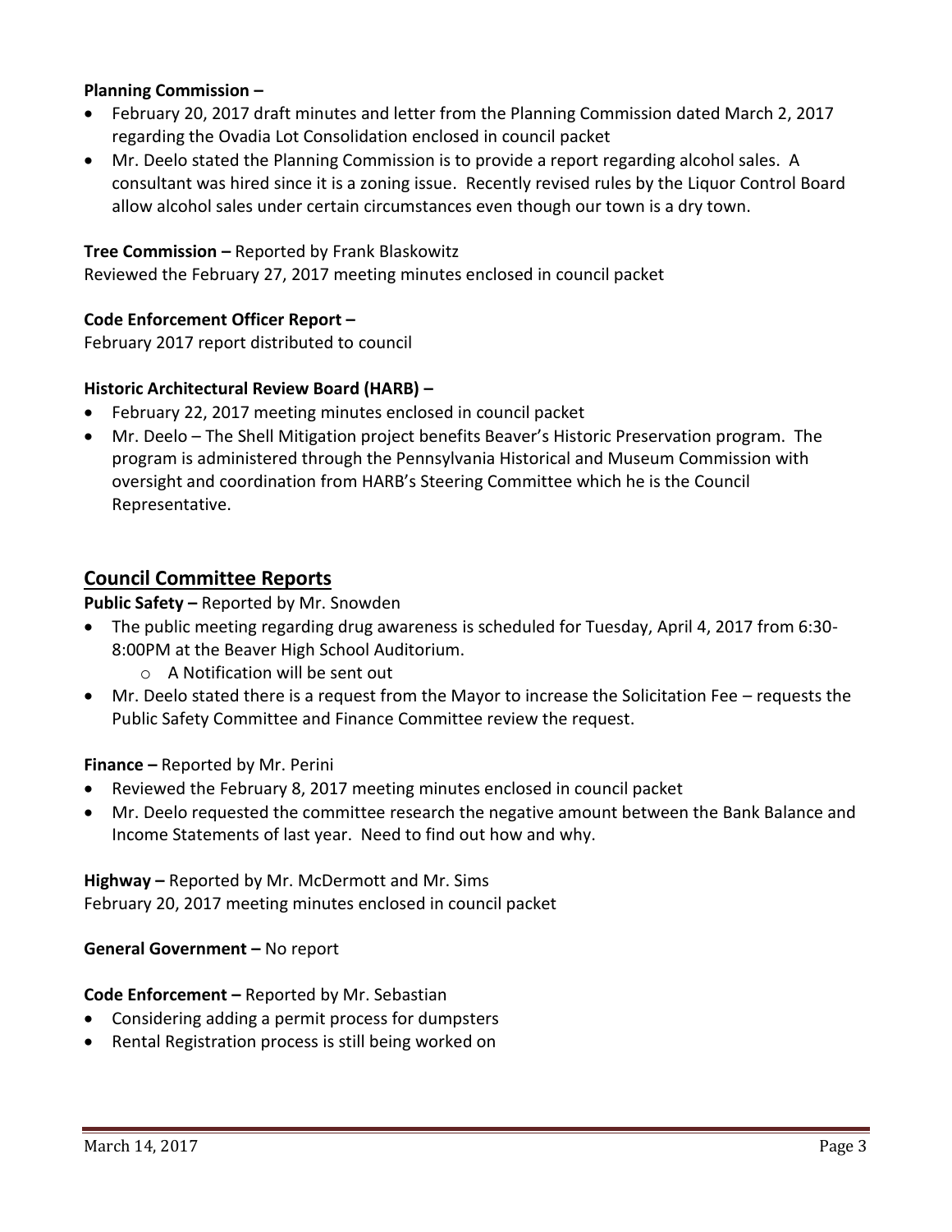**Planning Commission –**

- February 20, 2017 draft minutes and letter from the Planning Commission dated March 2, 2017 regarding the Ovadia Lot Consolidation enclosed in council packet
- Mr. Deelo stated the Planning Commission is to provide a report regarding alcohol sales. A consultant was hired since it is a zoning issue. Recently revised rules by the Liquor Control Board allow alcohol sales under certain circumstances even though our town is a dry town.

**Tree Commission –** Reported by Frank Blaskowitz
Reviewed the February 27, 2017 meeting minutes enclosed in council packet

**Code Enforcement Officer Report –**
February 2017 report distributed to council

**Historic Architectural Review Board (HARB) –**

- February 22, 2017 meeting minutes enclosed in council packet
- Mr. Deelo – The Shell Mitigation project benefits Beaver's Historic Preservation program. The program is administered through the Pennsylvania Historical and Museum Commission with oversight and coordination from HARB's Steering Committee which he is the Council Representative.

## Council Committee Reports

**Public Safety –** Reported by Mr. Snowden

- The public meeting regarding drug awareness is scheduled for Tuesday, April 4, 2017 from 6:30-8:00PM at the Beaver High School Auditorium.
    - A Notification will be sent out
- Mr. Deelo stated there is a request from the Mayor to increase the Solicitation Fee – requests the Public Safety Committee and Finance Committee review the request.

**Finance –** Reported by Mr. Perini

- Reviewed the February 8, 2017 meeting minutes enclosed in council packet
- Mr. Deelo requested the committee research the negative amount between the Bank Balance and Income Statements of last year. Need to find out how and why.

**Highway –** Reported by Mr. McDermott and Mr. Sims
February 20, 2017 meeting minutes enclosed in council packet

**General Government –** No report

**Code Enforcement –** Reported by Mr. Sebastian

- Considering adding a permit process for dumpsters
- Rental Registration process is still being worked on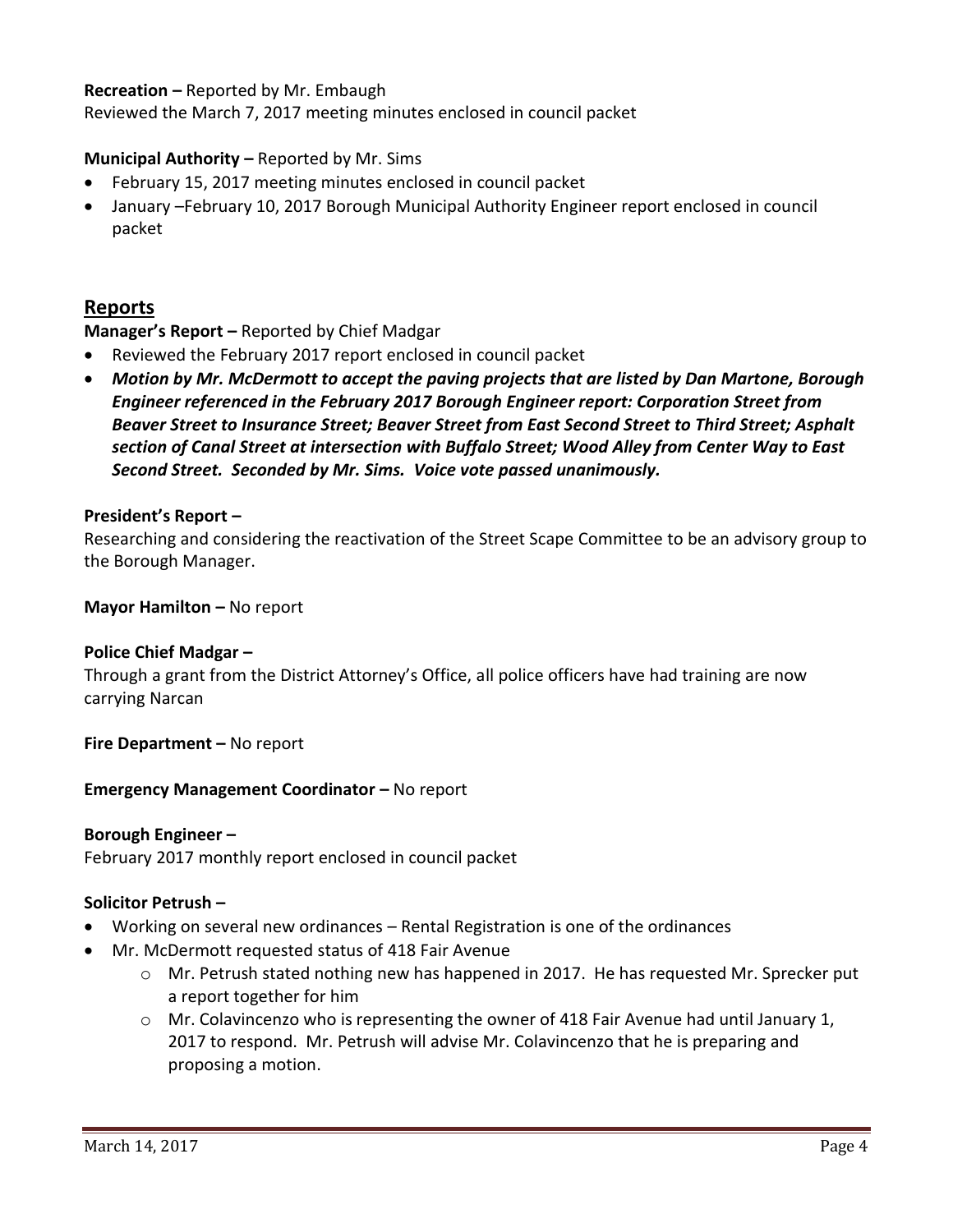**Recreation –** Reported by Mr. Embaugh
Reviewed the March 7, 2017 meeting minutes enclosed in council packet

**Municipal Authority –** Reported by Mr. Sims

- February 15, 2017 meeting minutes enclosed in council packet
- January –February 10, 2017 Borough Municipal Authority Engineer report enclosed in council packet

## Reports

**Manager's Report –** Reported by Chief Madgar

- Reviewed the February 2017 report enclosed in council packet
- ***Motion by Mr. McDermott to accept the paving projects that are listed by Dan Martone, Borough Engineer referenced in the February 2017 Borough Engineer report: Corporation Street from Beaver Street to Insurance Street; Beaver Street from East Second Street to Third Street; Asphalt section of Canal Street at intersection with Buffalo Street; Wood Alley from Center Way to East Second Street. Seconded by Mr. Sims. Voice vote passed unanimously.***

**President's Report –**
Researching and considering the reactivation of the Street Scape Committee to be an advisory group to the Borough Manager.

**Mayor Hamilton –** No report

**Police Chief Madgar –**
Through a grant from the District Attorney's Office, all police officers have had training are now carrying Narcan

**Fire Department –** No report

**Emergency Management Coordinator –** No report

**Borough Engineer –**
February 2017 monthly report enclosed in council packet

**Solicitor Petrush –**

- Working on several new ordinances – Rental Registration is one of the ordinances
- Mr. McDermott requested status of 418 Fair Avenue
  - Mr. Petrush stated nothing new has happened in 2017. He has requested Mr. Sprecker put a report together for him
  - Mr. Colavincenzo who is representing the owner of 418 Fair Avenue had until January 1, 2017 to respond. Mr. Petrush will advise Mr. Colavincenzo that he is preparing and proposing a motion.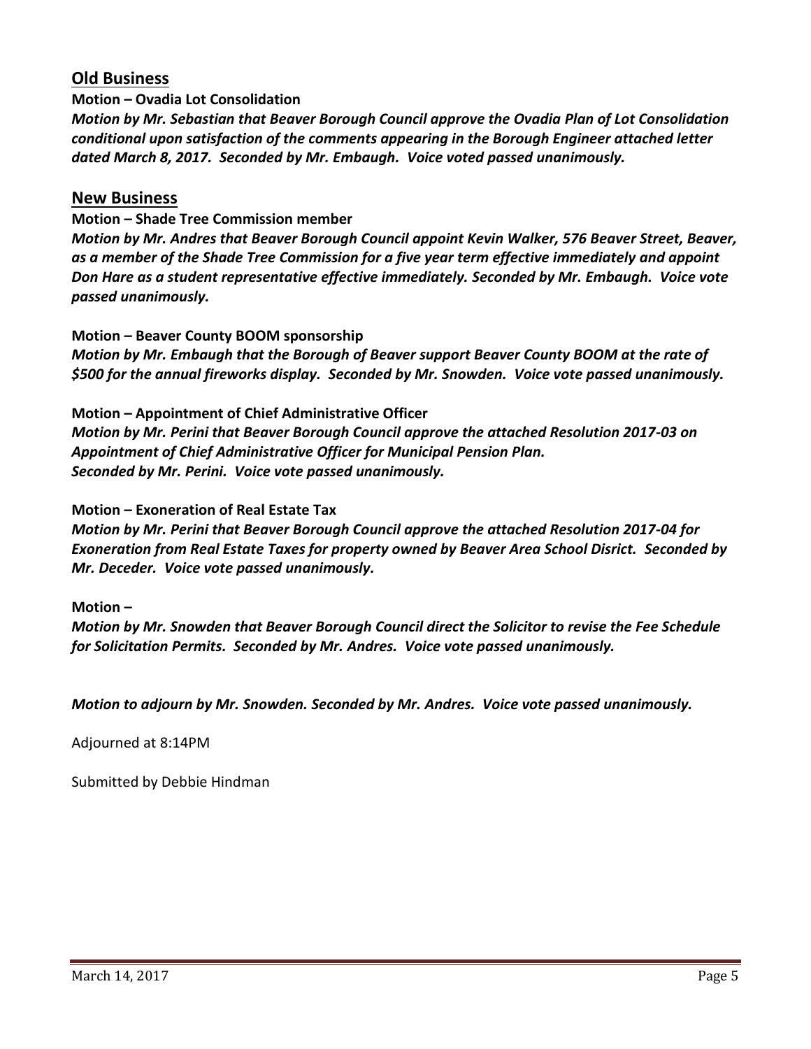## Old Business

**Motion – Ovadia Lot Consolidation**

***Motion by Mr. Sebastian that Beaver Borough Council approve the Ovadia Plan of Lot Consolidation conditional upon satisfaction of the comments appearing in the Borough Engineer attached letter dated March 8, 2017. Seconded by Mr. Embaugh. Voice voted passed unanimously.***

## New Business

**Motion – Shade Tree Commission member**

***Motion by Mr. Andres that Beaver Borough Council appoint Kevin Walker, 576 Beaver Street, Beaver, as a member of the Shade Tree Commission for a five year term effective immediately and appoint Don Hare as a student representative effective immediately. Seconded by Mr. Embaugh. Voice vote passed unanimously.***

**Motion – Beaver County BOOM sponsorship**

***Motion by Mr. Embaugh that the Borough of Beaver support Beaver County BOOM at the rate of $500 for the annual fireworks display. Seconded by Mr. Snowden. Voice vote passed unanimously.***

**Motion – Appointment of Chief Administrative Officer**

***Motion by Mr. Perini that Beaver Borough Council approve the attached Resolution 2017-03 on Appointment of Chief Administrative Officer for Municipal Pension Plan.
Seconded by Mr. Perini. Voice vote passed unanimously.***

**Motion – Exoneration of Real Estate Tax**

***Motion by Mr. Perini that Beaver Borough Council approve the attached Resolution 2017-04 for Exoneration from Real Estate Taxes for property owned by Beaver Area School Disrict. Seconded by Mr. Deceder. Voice vote passed unanimously.***

**Motion –**

***Motion by Mr. Snowden that Beaver Borough Council direct the Solicitor to revise the Fee Schedule for Solicitation Permits. Seconded by Mr. Andres. Voice vote passed unanimously.***

***Motion to adjourn by Mr. Snowden. Seconded by Mr. Andres. Voice vote passed unanimously.***

Adjourned at 8:14PM

Submitted by Debbie Hindman